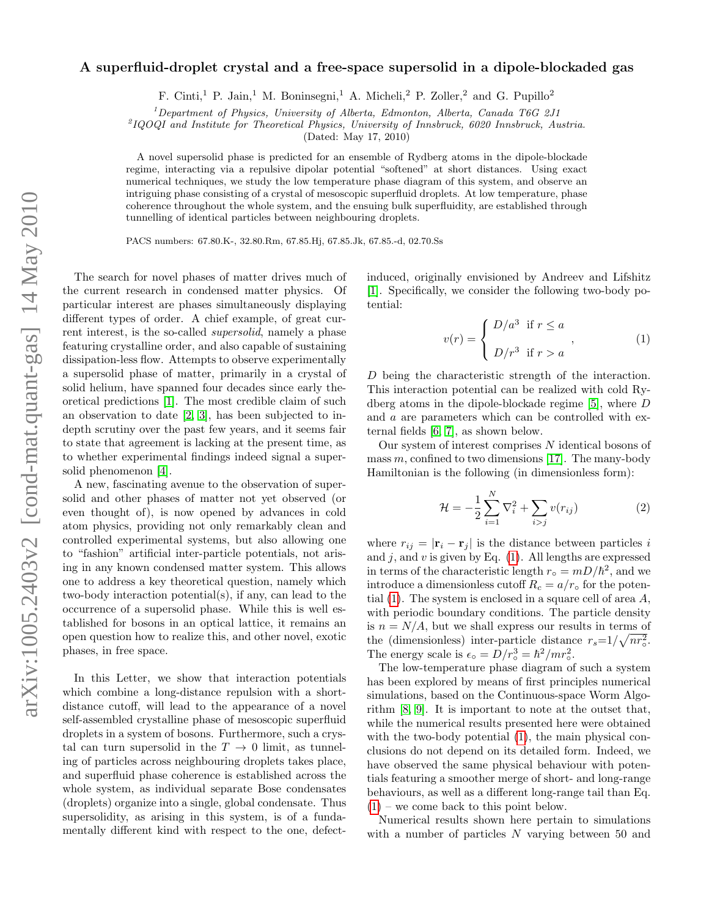# A superfluid-droplet crystal and a free-space supersolid in a dipole-blockaded gas

F. Cinti,[1] P. Jain,[1] M. Boninsegni,[1] A. Micheli,[2] P. Zoller,[2] and G. Pupillo[2]

[1]*Department of Physics, University of Alberta, Edmonton, Alberta, Canada T6G 2J1*
[2]*IQOQI and Institute for Theoretical Physics, University of Innsbruck, 6020 Innsbruck, Austria.*

(Dated: May 17, 2010)

A novel supersolid phase is predicted for an ensemble of Rydberg atoms in the dipole-blockade regime, interacting via a repulsive dipolar potential "softened" at short distances. Using exact numerical techniques, we study the low temperature phase diagram of this system, and observe an intriguing phase consisting of a crystal of mesoscopic superfluid droplets. At low temperature, phase coherence throughout the whole system, and the ensuing bulk superfluidity, are established through tunnelling of identical particles between neighbouring droplets.

PACS numbers: 67.80.K-, 32.80.Rm, 67.85.Hj, 67.85.Jk, 67.85.-d, 02.70.Ss

The search for novel phases of matter drives much of the current research in condensed matter physics. Of particular interest are phases simultaneously displaying different types of order. A chief example, of great current interest, is the so-called *supersolid*, namely a phase featuring crystalline order, and also capable of sustaining dissipation-less flow. Attempts to observe experimentally a supersolid phase of matter, primarily in a crystal of solid helium, have spanned four decades since early theoretical predictions [1]. The most credible claim of such an observation to date [2, 3], has been subjected to in depth scrutiny over the past few years, and it seems fair to state that agreement is lacking at the present time, as to whether experimental findings indeed signal a supersolid phenomenon [4].

A new, fascinating avenue to the observation of supersolid and other phases of matter not yet observed (or even thought of), is now opened by advances in cold atom physics, providing not only remarkably clean and controlled experimental systems, but also allowing one to "fashion" artificial inter-particle potentials, not arising in any known condensed matter system. This allows one to address a key theoretical question, namely which two-body interaction potential(s), if any, can lead to the occurrence of a supersolid phase. While this is well established for bosons in an optical lattice, it remains an open question how to realize this, and other novel, exotic phases, in free space.

In this Letter, we show that interaction potentials which combine a long-distance repulsion with a short-distance cutoff, will lead to the appearance of a novel self-assembled crystalline phase of mesoscopic superfluid droplets in a system of bosons. Furthermore, such a crystal can turn supersolid in the $T \to 0$ limit, as tunneling of particles across neighbouring droplets takes place, and superfluid phase coherence is established across the whole system, as individual separate Bose condensates (droplets) organize into a single, global condensate. Thus supersolidity, as arising in this system, is of a fundamentally different kind with respect to the one, defect-induced, originally envisioned by Andreev and Lifshitz [1]. Specifically, we consider the following two-body potential:

$$v(r) = \begin{cases} D/a^3 & \text{if } r \le a \\ D/r^3 & \text{if } r > a \end{cases}, \tag{1}$$

$D$ being the characteristic strength of the interaction. This interaction potential can be realized with cold Rydberg atoms in the dipole-blockade regime [5], where $D$ and $a$ are parameters which can be controlled with external fields [6, 7], as shown below.

Our system of interest comprises $N$ identical bosons of mass $m$, confined to two dimensions [17]. The many-body Hamiltonian is the following (in dimensionless form):

$$\mathcal{H} = -\frac{1}{2}\sum_{i=1}^{N} \nabla_i^2 + \sum_{i>j} v(r_{ij}) \tag{2}$$

where $r_{ij} = |\mathbf{r}_i - \mathbf{r}_j|$ is the distance between particles $i$ and $j$, and $v$ is given by Eq. (1). All lengths are expressed in terms of the characteristic length $r_\circ = mD/\hbar^2$, and we introduce a dimensionless cutoff $R_c = a/r_\circ$ for the potential (1). The system is enclosed in a square cell of area $A$, with periodic boundary conditions. The particle density is $n = N/A$, but we shall express our results in terms of the (dimensionless) inter-particle distance $r_s = 1/\sqrt{nr_\circ^2}$. The energy scale is $\epsilon_\circ = D/r_\circ^3 = \hbar^2/mr_\circ^2$.

The low-temperature phase diagram of such a system has been explored by means of first principles numerical simulations, based on the Continuous-space Worm Algorithm [8, 9]. It is important to note at the outset that, while the numerical results presented here were obtained with the two-body potential (1), the main physical conclusions do not depend on its detailed form. Indeed, we have observed the same physical behaviour with potentials featuring a smoother merge of short- and long-range behaviours, as well as a different long-range tail than Eq. (1) – we come back to this point below.

Numerical results shown here pertain to simulations with a number of particles $N$ varying between 50 and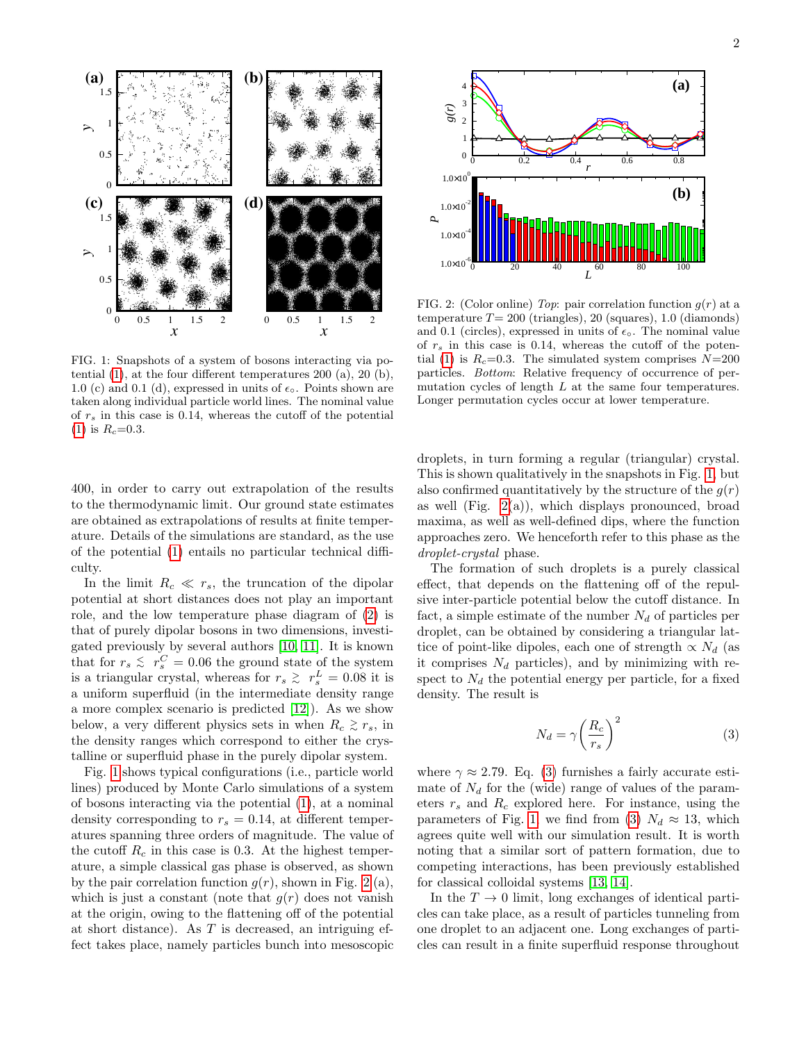FIG. 1: Snapshots of a system of bosons interacting via potential (1), at the four different temperatures 200 (a), 20 (b), 1.0 (c) and 0.1 (d), expressed in units of $\epsilon_\circ$. Points shown are taken along individual particle world lines. The nominal value of $r_s$ in this case is 0.14, whereas the cutoff of the potential (1) is $R_c$=0.3.

FIG. 2: (Color online) *Top*: pair correlation function $g(r)$ at a temperature $T$= 200 (triangles), 20 (squares), 1.0 (diamonds) and 0.1 (circles), expressed in units of $\epsilon_\circ$. The nominal value of $r_s$ in this case is 0.14, whereas the cutoff of the potential (1) is $R_c$=0.3. The simulated system comprises $N$=200 particles. *Bottom*: Relative frequency of occurrence of permutation cycles of length $L$ at the same four temperatures. Longer permutation cycles occur at lower temperature.

400, in order to carry out extrapolation of the results to the thermodynamic limit. Our ground state estimates are obtained as extrapolations of results at finite temperature. Details of the simulations are standard, as the use of the potential (1) entails no particular technical difficulty.

In the limit $R_c \ll r_s$, the truncation of the dipolar potential at short distances does not play an important role, and the low temperature phase diagram of (2) is that of purely dipolar bosons in two dimensions, investigated previously by several authors [10, 11]. It is known that for $r_s \lesssim r_s^C = 0.06$ the ground state of the system is a triangular crystal, whereas for $r_s \gtrsim r_s^L = 0.08$ it is a uniform superfluid (in the intermediate density range a more complex scenario is predicted [12]). As we show below, a very different physics sets in when $R_c \gtrsim r_s$, in the density ranges which correspond to either the crystalline or superfluid phase in the purely dipolar system.

Fig. 1 shows typical configurations (i.e., particle world lines) produced by Monte Carlo simulations of a system of bosons interacting via the potential (1), at a nominal density corresponding to $r_s = 0.14$, at different temperatures spanning three orders of magnitude. The value of the cutoff $R_c$ in this case is 0.3. At the highest temperature, a simple classical gas phase is observed, as shown by the pair correlation function $g(r)$, shown in Fig. 2 (a), which is just a constant (note that $g(r)$ does not vanish at the origin, owing to the flattening off of the potential at short distance). As $T$ is decreased, an intriguing effect takes place, namely particles bunch into mesoscopic droplets, in turn forming a regular (triangular) crystal. This is shown qualitatively in the snapshots in Fig. 1, but also confirmed quantitatively by the structure of the $g(r)$ as well (Fig. 2(a)), which displays pronounced, broad maxima, as well as well-defined dips, where the function approaches zero. We henceforth refer to this phase as the *droplet-crystal* phase.

The formation of such droplets is a purely classical effect, that depends on the flattening off of the repulsive inter-particle potential below the cutoff distance. In fact, a simple estimate of the number $N_d$ of particles per droplet, can be obtained by considering a triangular lattice of point-like dipoles, each one of strength $\propto N_d$ (as it comprises $N_d$ particles), and by minimizing with respect to $N_d$ the potential energy per particle, for a fixed density. The result is

$$N_d = \gamma \left(\frac{R_c}{r_s}\right)^2 \tag{3}$$

where $\gamma \approx 2.79$. Eq. (3) furnishes a fairly accurate estimate of $N_d$ for the (wide) range of values of the parameters $r_s$ and $R_c$ explored here. For instance, using the parameters of Fig. 1, we find from (3) $N_d \approx 13$, which agrees quite well with our simulation result. It is worth noting that a similar sort of pattern formation, due to competing interactions, has been previously established for classical colloidal systems [13, 14].

In the $T \to 0$ limit, long exchanges of identical particles can take place, as a result of particles tunneling from one droplet to an adjacent one. Long exchanges of particles can result in a finite superfluid response throughout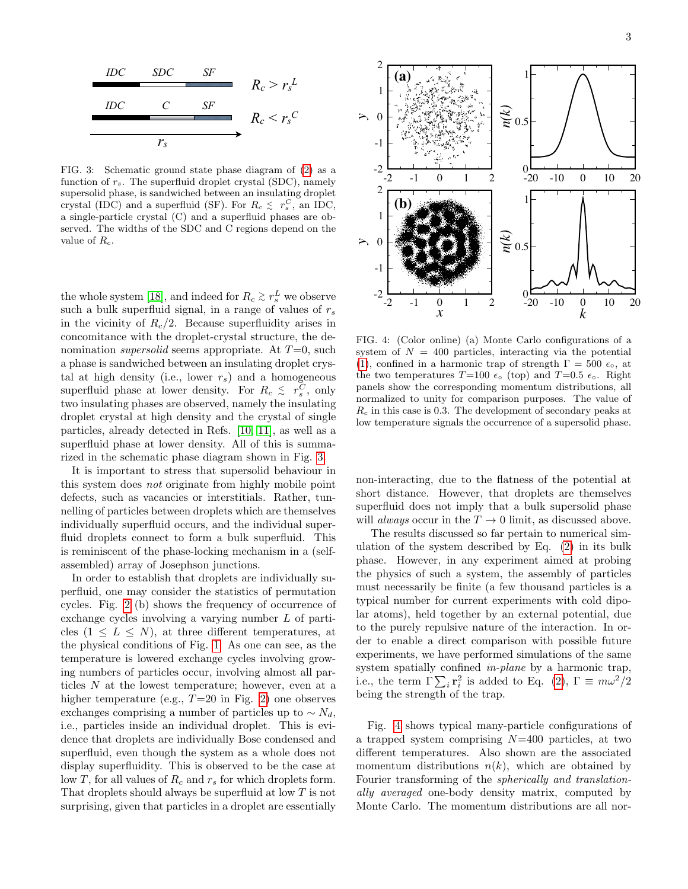FIG. 3: Schematic ground state phase diagram of (2) as a function of $r_s$. The superfluid droplet crystal (SDC), namely supersolid phase, is sandwiched between an insulating droplet crystal (IDC) and a superfluid (SF). For $R_c \lesssim r_s^C$, an IDC, a single-particle crystal (C) and a superfluid phases are observed. The widths of the SDC and C regions depend on the value of $R_c$.

the whole system [18], and indeed for $R_c \gtrsim r_s^L$ we observe such a bulk superfluid signal, in a range of values of $r_s$ in the vicinity of $R_c/2$. Because superfluidity arises in concomitance with the droplet-crystal structure, the denomination *supersolid* seems appropriate. At $T$=0, such a phase is sandwiched between an insulating droplet crystal at high density (i.e., lower $r_s$) and a homogeneous superfluid phase at lower density. For $R_c \lesssim r_s^C$, only two insulating phases are observed, namely the insulating droplet crystal at high density and the crystal of single particles, already detected in Refs. [10, 11], as well as a superfluid phase at lower density. All of this is summarized in the schematic phase diagram shown in Fig. 3.

It is important to stress that supersolid behaviour in this system does *not* originate from highly mobile point defects, such as vacancies or interstitials. Rather, tunnelling of particles between droplets which are themselves individually superfluid occurs, and the individual superfluid droplets connect to form a bulk superfluid. This is reminiscent of the phase-locking mechanism in a (self-assembled) array of Josephson junctions.

In order to establish that droplets are individually superfluid, one may consider the statistics of permutation cycles. Fig. 2 (b) shows the frequency of occurrence of exchange cycles involving a varying number $L$ of particles ($1 \leq L \leq N$), at three different temperatures, at the physical conditions of Fig. 1. As one can see, as the temperature is lowered exchange cycles involving growing numbers of particles occur, involving almost all particles $N$ at the lowest temperature; however, even at a higher temperature (e.g., $T$=20 in Fig. 2) one observes exchanges comprising a number of particles up to $\sim N_d$, i.e., particles inside an individual droplet. This is evidence that droplets are individually Bose condensed and superfluid, even though the system as a whole does not display superfluidity. This is observed to be the case at low $T$, for all values of $R_c$ and $r_s$ for which droplets form. That droplets should always be superfluid at low $T$ is not surprising, given that particles in a droplet are essentially non-interacting, due to the flatness of the potential at short distance. However, that droplets are themselves superfluid does not imply that a bulk supersolid phase will *always* occur in the $T \to 0$ limit, as discussed above.

FIG. 4: (Color online) (a) Monte Carlo configurations of a system of $N = 400$ particles, interacting via the potential (1), confined in a harmonic trap of strength $\Gamma = 500\ \epsilon_\circ$, at the two temperatures $T$=100 $\epsilon_\circ$ (top) and $T$=0.5 $\epsilon_\circ$. Right panels show the corresponding momentum distributions, all normalized to unity for comparison purposes. The value of $R_c$ in this case is 0.3. The development of secondary peaks at low temperature signals the occurrence of a supersolid phase.

The results discussed so far pertain to numerical simulation of the system described by Eq. (2) in its bulk phase. However, in any experiment aimed at probing the physics of such a system, the assembly of particles must necessarily be finite (a few thousand particles is a typical number for current experiments with cold dipolar atoms), held together by an external potential, due to the purely repulsive nature of the interaction. In order to enable a direct comparison with possible future experiments, we have performed simulations of the same system spatially confined *in-plane* by a harmonic trap, i.e., the term $\Gamma \sum_i \mathbf{r}_i^2$ is added to Eq. (2), $\Gamma \equiv m\omega^2/2$ being the strength of the trap.

Fig. 4 shows typical many-particle configurations of a trapped system comprising $N$=400 particles, at two different temperatures. Also shown are the associated momentum distributions $n(k)$, which are obtained by Fourier transforming of the *spherically and translationally averaged* one-body density matrix, computed by Monte Carlo. The momentum distributions are all nor-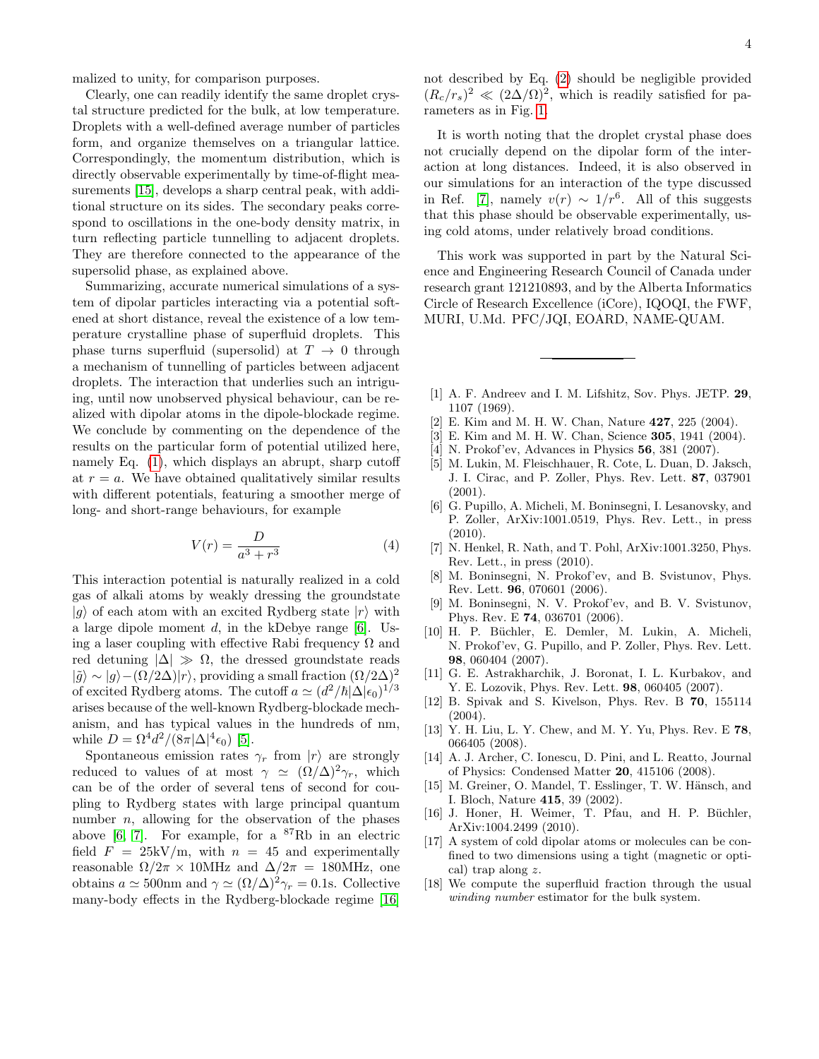malized to unity, for comparison purposes.

Clearly, one can readily identify the same droplet crystal structure predicted for the bulk, at low temperature. Droplets with a well-defined average number of particles form, and organize themselves on a triangular lattice. Correspondingly, the momentum distribution, which is directly observable experimentally by time-of-flight measurements [15], develops a sharp central peak, with additional structure on its sides. The secondary peaks correspond to oscillations in the one-body density matrix, in turn reflecting particle tunnelling to adjacent droplets. They are therefore connected to the appearance of the supersolid phase, as explained above.

Summarizing, accurate numerical simulations of a system of dipolar particles interacting via a potential softened at short distance, reveal the existence of a low temperature crystalline phase of superfluid droplets. This phase turns superfluid (supersolid) at $T \to 0$ through a mechanism of tunnelling of particles between adjacent droplets. The interaction that underlies such an intriguing, until now unobserved physical behaviour, can be realized with dipolar atoms in the dipole-blockade regime. We conclude by commenting on the dependence of the results on the particular form of potential utilized here, namely Eq. (1), which displays an abrupt, sharp cutoff at $r = a$. We have obtained qualitatively similar results with different potentials, featuring a smoother merge of long- and short-range behaviours, for example

$$V(r) = \frac{D}{a^3 + r^3} \tag{4}$$

This interaction potential is naturally realized in a cold gas of alkali atoms by weakly dressing the groundstate $|g\rangle$ of each atom with an excited Rydberg state $|r\rangle$ with a large dipole moment $d$, in the kDebye range [6]. Using a laser coupling with effective Rabi frequency $\Omega$ and red detuning $|\Delta| \gg \Omega$, the dressed groundstate reads $|\tilde{g}\rangle \sim |g\rangle - (\Omega/2\Delta)|r\rangle$, providing a small fraction $(\Omega/2\Delta)^2$ of excited Rydberg atoms. The cutoff $a \simeq (d^2/\hbar|\Delta|\epsilon_0)^{1/3}$ arises because of the well-known Rydberg-blockade mechanism, and has typical values in the hundreds of nm, while $D = \Omega^4 d^2/(8\pi|\Delta|^4\epsilon_0)$ [5].

Spontaneous emission rates $\gamma_r$ from $|r\rangle$ are strongly reduced to values of at most $\gamma \simeq (\Omega/\Delta)^2\gamma_r$, which can be of the order of several tens of second for coupling to Rydberg states with large principal quantum number $n$, allowing for the observation of the phases above [6] [7]. For example, for a $^{87}$Rb in an electric field $F = 25$kV/m, with $n = 45$ and experimentally reasonable $\Omega/2\pi \times 10$MHz and $\Delta/2\pi = 180$MHz, one obtains $a \simeq 500$nm and $\gamma \simeq (\Omega/\Delta)^2\gamma_r = 0.1$s. Collective many-body effects in the Rydberg-blockade regime [16] not described by Eq. (2) should be negligible provided $(R_c/r_s)^2 \ll (2\Delta/\Omega)^2$, which is readily satisfied for parameters as in Fig. 1.

It is worth noting that the droplet crystal phase does not crucially depend on the dipolar form of the interaction at long distances. Indeed, it is also observed in our simulations for an interaction of the type discussed in Ref. [7], namely $v(r) \sim 1/r^6$. All of this suggests that this phase should be observable experimentally, using cold atoms, under relatively broad conditions.

This work was supported in part by the Natural Science and Engineering Research Council of Canada under research grant 121210893, and by the Alberta Informatics Circle of Research Excellence (iCore), IQOQI, the FWF, MURI, U.Md. PFC/JQI, EOARD, NAME-QUAM.

---

[1] A. F. Andreev and I. M. Lifshitz, Sov. Phys. JETP. **29**, 1107 (1969).
[2] E. Kim and M. H. W. Chan, Nature **427**, 225 (2004).
[3] E. Kim and M. H. W. Chan, Science **305**, 1941 (2004).
[4] N. Prokof'ev, Advances in Physics **56**, 381 (2007).
[5] M. Lukin, M. Fleischhauer, R. Cote, L. Duan, D. Jaksch, J. I. Cirac, and P. Zoller, Phys. Rev. Lett. **87**, 037901 (2001).
[6] G. Pupillo, A. Micheli, M. Boninsegni, I. Lesanovsky, and P. Zoller, ArXiv:1001.0519, Phys. Rev. Lett., in press (2010).
[7] N. Henkel, R. Nath, and T. Pohl, ArXiv:1001.3250, Phys. Rev. Lett., in press (2010).
[8] M. Boninsegni, N. Prokof'ev, and B. Svistunov, Phys. Rev. Lett. **96**, 070601 (2006).
[9] M. Boninsegni, N. V. Prokof'ev, and B. V. Svistunov, Phys. Rev. E **74**, 036701 (2006).
[10] H. P. Büchler, E. Demler, M. Lukin, A. Micheli, N. Prokof'ev, G. Pupillo, and P. Zoller, Phys. Rev. Lett. **98**, 060404 (2007).
[11] G. E. Astrakharchik, J. Boronat, I. L. Kurbakov, and Y. E. Lozovik, Phys. Rev. Lett. **98**, 060405 (2007).
[12] B. Spivak and S. Kivelson, Phys. Rev. B **70**, 155114 (2004).
[13] Y. H. Liu, L. Y. Chew, and M. Y. Yu, Phys. Rev. E **78**, 066405 (2008).
[14] A. J. Archer, C. Ionescu, D. Pini, and L. Reatto, Journal of Physics: Condensed Matter **20**, 415106 (2008).
[15] M. Greiner, O. Mandel, T. Esslinger, T. W. Hänsch, and I. Bloch, Nature **415**, 39 (2002).
[16] J. Honer, H. Weimer, T. Pfau, and H. P. Büchler, ArXiv:1004.2499 (2010).
[17] A system of cold dipolar atoms or molecules can be confined to two dimensions using a tight (magnetic or optical) trap along $z$.
[18] We compute the superfluid fraction through the usual *winding number* estimator for the bulk system.